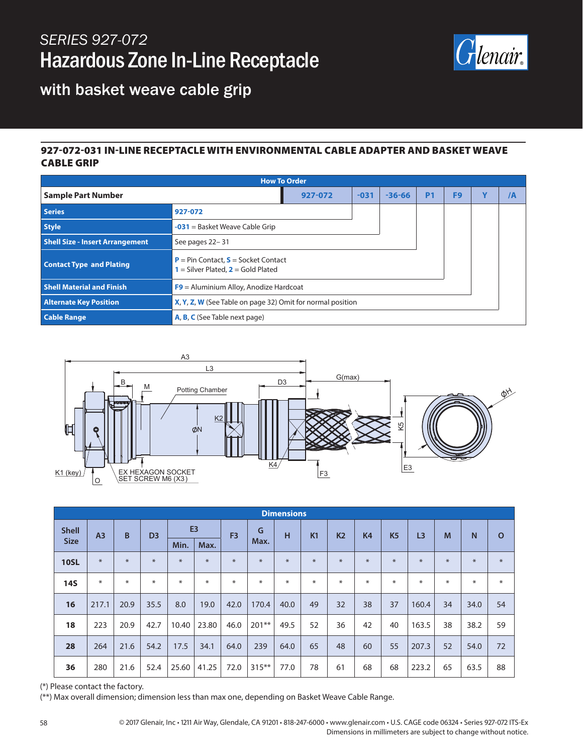# SERIES 927-072

# Hazardous Zone In-Line Receptacle

## with basket weave cable grip

### 927-072-031 IN-LINE RECEPTACLE WITH ENVIRONMENTAL CABLE ADAPTER AND BASKET WEAVE CABLE GRIP

| How To Order | | | | | | | | |
|---|---|---|---|---|---|---|---|---|
| **Sample Part Number** | **927-072** | **-031** | **-36-66** | **P1** | **F9** | **Y** | **/A** |
| **Series** | **927-072** | | | | | | |
| **Style** | **-031** = Basket Weave Cable Grip | | | | | | |
| **Shell Size - Insert Arrangement** | See pages 22– 31 | | | | | | |
| **Contact Type and Plating** | **P** = Pin Contact, **S** = Socket Contact<br>**1** = Silver Plated, **2** = Gold Plated | | | | | | |
| **Shell Material and Finish** | **F9** = Aluminium Alloy, Anodize Hardcoat | | | | | | |
| **Alternate Key Position** | **X**, **Y**, **Z**, **W** (See Table on page 32) Omit for normal position | | | | | | |
| **Cable Range** | **A**, **B**, **C** (See Table next page) | | | | | | |

| Dimensions | | | | | | | | | | | | | | | | |
|---|---|---|---|---|---|---|---|---|---|---|---|---|---|---|---|---|
| Shell Size | A3 | B | D3 | E3 | | F3 | G Max. | H | K1 | K2 | K4 | K5 | L3 | M | N | O |
| | | | | Min. | Max. | | | | | | | | | | | |
| **10SL** | * | * | * | * | * | * | * | * | * | * | * | * | * | * | * | * |
| **14S** | * | * | * | * | * | * | * | * | * | * | * | * | * | * | * | * |
| **16** | 217.1 | 20.9 | 35.5 | 8.0 | 19.0 | 42.0 | 170.4 | 40.0 | 49 | 32 | 38 | 37 | 160.4 | 34 | 34.0 | 54 |
| **18** | 223 | 20.9 | 42.7 | 10.40 | 23.80 | 46.0 | 201** | 49.5 | 52 | 36 | 42 | 40 | 163.5 | 38 | 38.2 | 59 |
| **28** | 264 | 21.6 | 54.2 | 17.5 | 34.1 | 64.0 | 239 | 64.0 | 65 | 48 | 60 | 55 | 207.3 | 52 | 54.0 | 72 |
| **36** | 280 | 21.6 | 52.4 | 25.60 | 41.25 | 72.0 | 315** | 77.0 | 78 | 61 | 68 | 68 | 223.2 | 65 | 63.5 | 88 |

(*) Please contact the factory.
(**) Max overall dimension; dimension less than max one, depending on Basket Weave Cable Range.

© 2017 Glenair, Inc • 1211 Air Way, Glendale, CA 91201 • 818-247-6000 • www.glenair.com • U.S. CAGE code 06324 • Series 927-072 ITS-Ex
Dimensions in millimeters are subject to change without notice.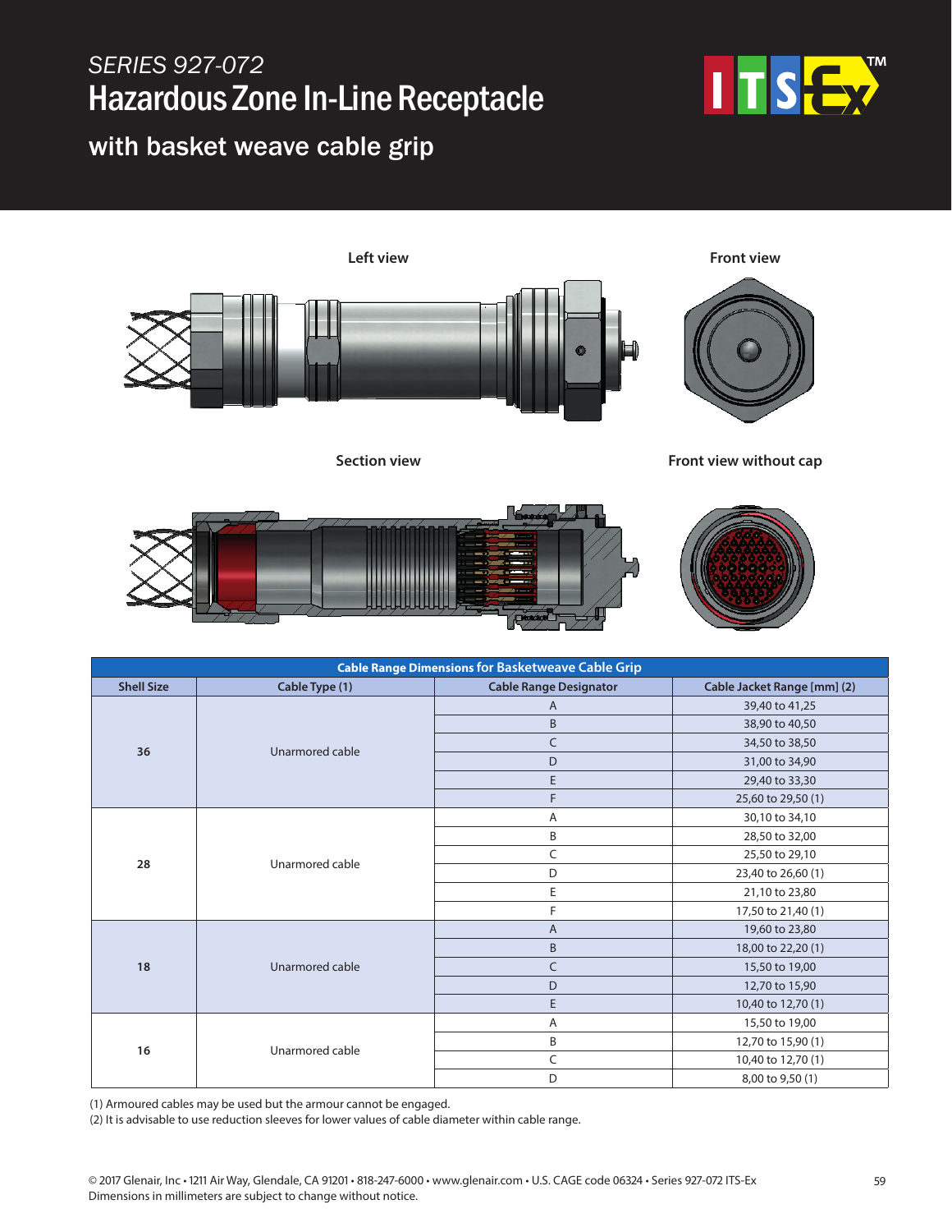# SERIES 927-072

# Hazardous Zone In-Line Receptacle

## with basket weave cable grip

Left view

Front view

Section view

Front view without cap

| Cable Range Dimensions for Basketweave Cable Grip | | | |
|---|---|---|---|
| **Shell Size** | **Cable Type (1)** | **Cable Range Designator** | **Cable Jacket Range [mm] (2)** |
| **36** | Unarmored cable | A | 39,40 to 41,25 |
| | | B | 38,90 to 40,50 |
| | | C | 34,50 to 38,50 |
| | | D | 31,00 to 34,90 |
| | | E | 29,40 to 33,30 |
| | | F | 25,60 to 29,50 (1) |
| **28** | Unarmored cable | A | 30,10 to 34,10 |
| | | B | 28,50 to 32,00 |
| | | C | 25,50 to 29,10 |
| | | D | 23,40 to 26,60 (1) |
| | | E | 21,10 to 23,80 |
| | | F | 17,50 to 21,40 (1) |
| **18** | Unarmored cable | A | 19,60 to 23,80 |
| | | B | 18,00 to 22,20 (1) |
| | | C | 15,50 to 19,00 |
| | | D | 12,70 to 15,90 |
| | | E | 10,40 to 12,70 (1) |
| **16** | Unarmored cable | A | 15,50 to 19,00 |
| | | B | 12,70 to 15,90 (1) |
| | | C | 10,40 to 12,70 (1) |
| | | D | 8,00 to 9,50 (1) |

(1) Armoured cables may be used but the armour cannot be engaged.
(2) It is advisable to use reduction sleeves for lower values of cable diameter within cable range.

© 2017 Glenair, Inc • 1211 Air Way, Glendale, CA 91201 • 818-247-6000 • www.glenair.com • U.S. CAGE code 06324 • Series 927-072 ITS-Ex
Dimensions in millimeters are subject to change without notice.